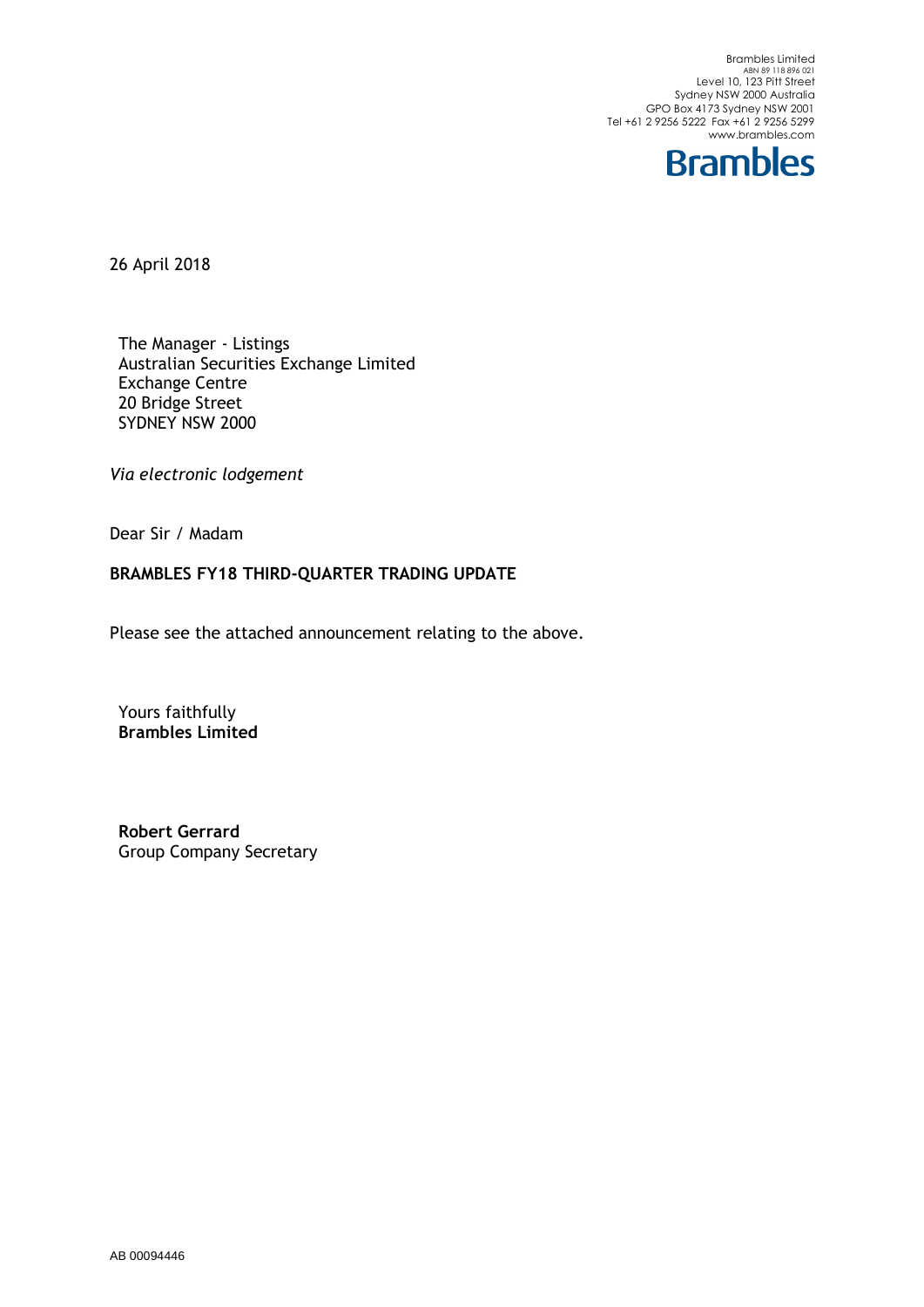Brambles Limited
ABN 89 118 896 021
Level 10, 123 Pitt Street
Sydney NSW 2000 Australia
GPO Box 4173 Sydney NSW 2001
Tel +61 2 9256 5222 Fax +61 2 9256 5299
www.brambles.com

**Brambles**

26 April 2018

The Manager - Listings
Australian Securities Exchange Limited
Exchange Centre
20 Bridge Street
SYDNEY NSW 2000

*Via electronic lodgement*

Dear Sir / Madam

**BRAMBLES FY18 THIRD-QUARTER TRADING UPDATE**

Please see the attached announcement relating to the above.

Yours faithfully
**Brambles Limited**

**Robert Gerrard**
Group Company Secretary

AB 00094446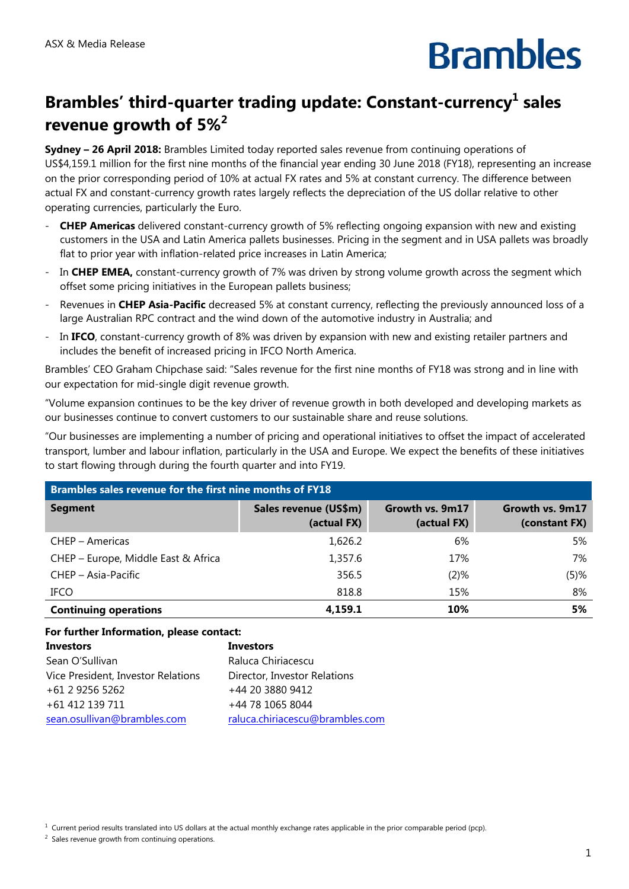ASX & Media Release

# Brambles' third-quarter trading update: Constant-currency[1] sales revenue growth of 5%[2]

**Sydney – 26 April 2018:** Brambles Limited today reported sales revenue from continuing operations of US$4,159.1 million for the first nine months of the financial year ending 30 June 2018 (FY18), representing an increase on the prior corresponding period of 10% at actual FX rates and 5% at constant currency. The difference between actual FX and constant-currency growth rates largely reflects the depreciation of the US dollar relative to other operating currencies, particularly the Euro.

- **CHEP Americas** delivered constant-currency growth of 5% reflecting ongoing expansion with new and existing customers in the USA and Latin America pallets businesses. Pricing in the segment and in USA pallets was broadly flat to prior year with inflation-related price increases in Latin America;
- In **CHEP EMEA,** constant-currency growth of 7% was driven by strong volume growth across the segment which offset some pricing initiatives in the European pallets business;
- Revenues in **CHEP Asia-Pacific** decreased 5% at constant currency, reflecting the previously announced loss of a large Australian RPC contract and the wind down of the automotive industry in Australia; and
- In **IFCO**, constant-currency growth of 8% was driven by expansion with new and existing retailer partners and includes the benefit of increased pricing in IFCO North America.

Brambles' CEO Graham Chipchase said: "Sales revenue for the first nine months of FY18 was strong and in line with our expectation for mid-single digit revenue growth.

"Volume expansion continues to be the key driver of revenue growth in both developed and developing markets as our businesses continue to convert customers to our sustainable share and reuse solutions.

"Our businesses are implementing a number of pricing and operational initiatives to offset the impact of accelerated transport, lumber and labour inflation, particularly in the USA and Europe. We expect the benefits of these initiatives to start flowing through during the fourth quarter and into FY19.

**Brambles sales revenue for the first nine months of FY18**

| Segment | Sales revenue (US$m) (actual FX) | Growth vs. 9m17 (actual FX) | Growth vs. 9m17 (constant FX) |
|---|---|---|---|
| CHEP – Americas | 1,626.2 | 6% | 5% |
| CHEP – Europe, Middle East & Africa | 1,357.6 | 17% | 7% |
| CHEP – Asia-Pacific | 356.5 | (2)% | (5)% |
| IFCO | 818.8 | 15% | 8% |
| **Continuing operations** | **4,159.1** | **10%** | **5%** |

**For further Information, please contact:**

| **Investors** | **Investors** |
|---|---|
| Sean O'Sullivan | Raluca Chiriacescu |
| Vice President, Investor Relations | Director, Investor Relations |
| +61 2 9256 5262 | +44 20 3880 9412 |
| +61 412 139 711 | +44 78 1065 8044 |
| sean.osullivan@brambles.com | raluca.chiriacescu@brambles.com |

[1] Current period results translated into US dollars at the actual monthly exchange rates applicable in the prior comparable period (pcp).

[2] Sales revenue growth from continuing operations.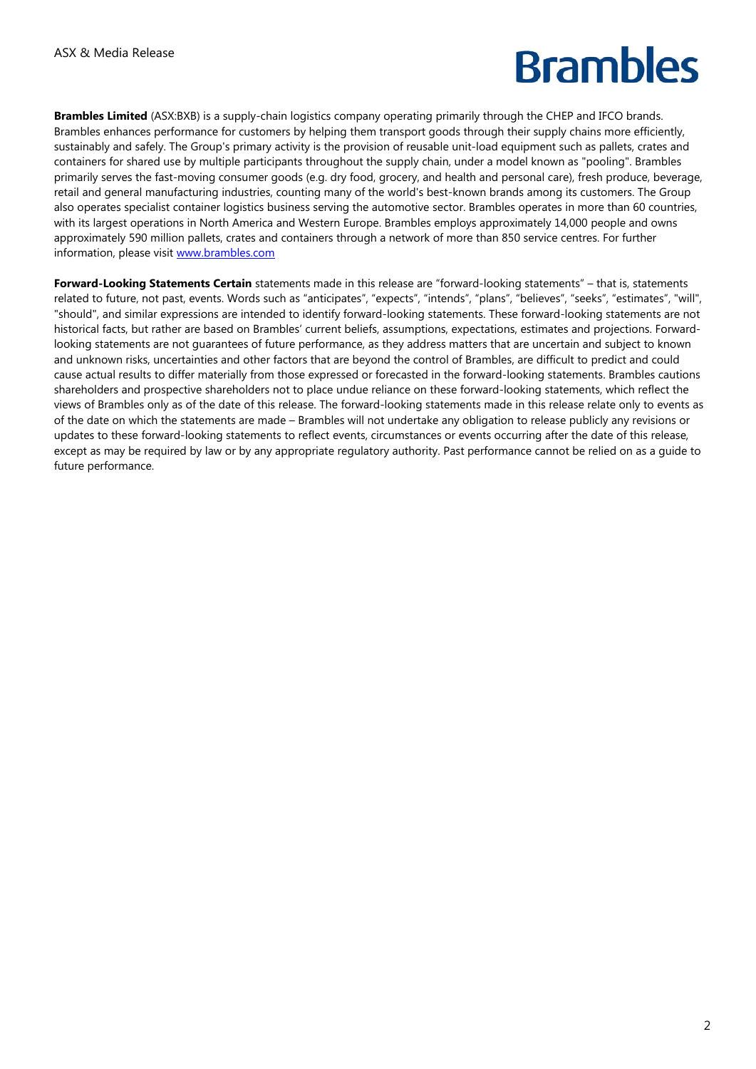**Brambles Limited** (ASX:BXB) is a supply-chain logistics company operating primarily through the CHEP and IFCO brands. Brambles enhances performance for customers by helping them transport goods through their supply chains more efficiently, sustainably and safely. The Group's primary activity is the provision of reusable unit-load equipment such as pallets, crates and containers for shared use by multiple participants throughout the supply chain, under a model known as "pooling". Brambles primarily serves the fast-moving consumer goods (e.g. dry food, grocery, and health and personal care), fresh produce, beverage, retail and general manufacturing industries, counting many of the world's best-known brands among its customers. The Group also operates specialist container logistics business serving the automotive sector. Brambles operates in more than 60 countries, with its largest operations in North America and Western Europe. Brambles employs approximately 14,000 people and owns approximately 590 million pallets, crates and containers through a network of more than 850 service centres. For further information, please visit [www.brambles.com](www.brambles.com)

**Forward-Looking Statements Certain** statements made in this release are "forward-looking statements" – that is, statements related to future, not past, events. Words such as "anticipates", "expects", "intends", "plans", "believes", "seeks", "estimates", "will", "should", and similar expressions are intended to identify forward-looking statements. These forward-looking statements are not historical facts, but rather are based on Brambles' current beliefs, assumptions, expectations, estimates and projections. Forward-looking statements are not guarantees of future performance, as they address matters that are uncertain and subject to known and unknown risks, uncertainties and other factors that are beyond the control of Brambles, are difficult to predict and could cause actual results to differ materially from those expressed or forecasted in the forward-looking statements. Brambles cautions shareholders and prospective shareholders not to place undue reliance on these forward-looking statements, which reflect the views of Brambles only as of the date of this release. The forward-looking statements made in this release relate only to events as of the date on which the statements are made – Brambles will not undertake any obligation to release publicly any revisions or updates to these forward-looking statements to reflect events, circumstances or events occurring after the date of this release, except as may be required by law or by any appropriate regulatory authority. Past performance cannot be relied on as a guide to future performance.